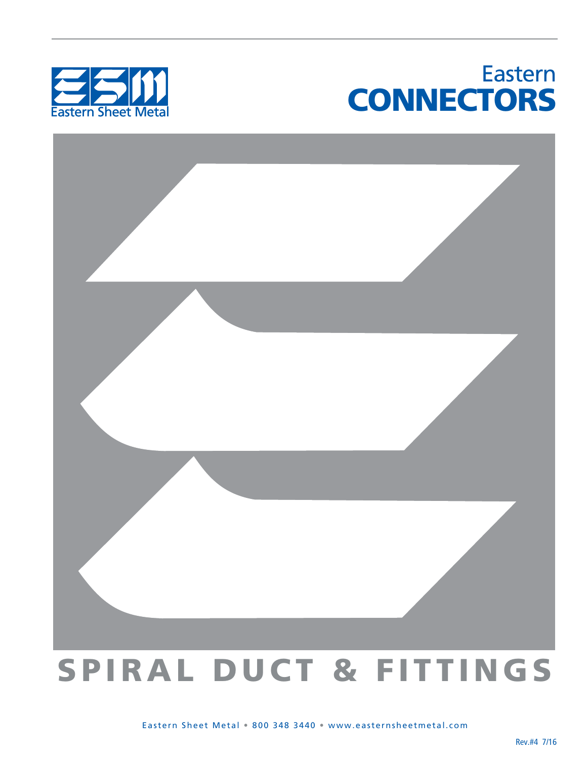Eastern Sheet Metal

# Eastern CONNECTORS

# SPIRAL DUCT & FITTINGS

Eastern Sheet Metal • 800 348 3440 • www.easternsheetmetal.com

Rev.#4 7/16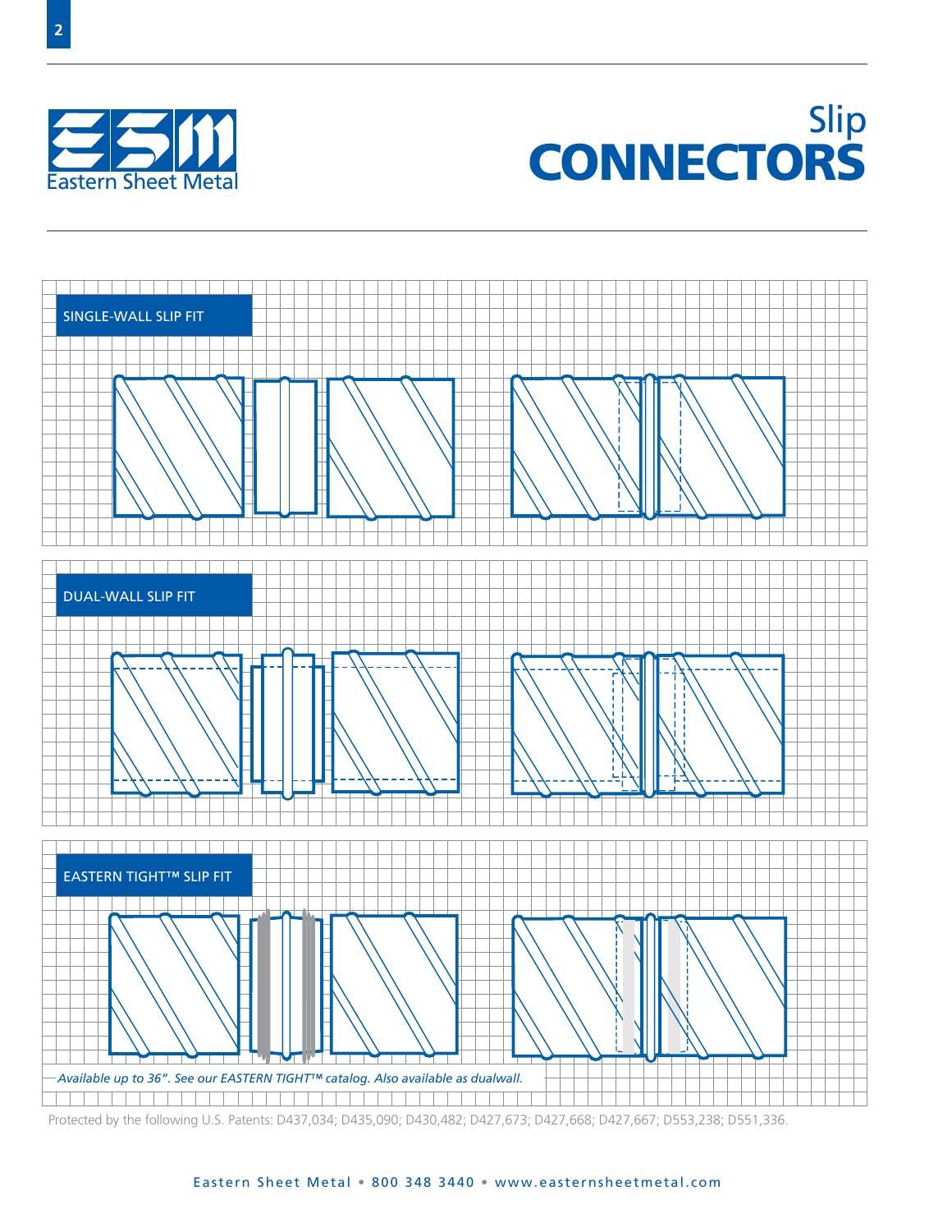Eastern Sheet Metal

# Slip CONNECTORS

## SINGLE-WALL SLIP FIT

## DUAL-WALL SLIP FIT

## EASTERN TIGHT™ SLIP FIT

*Available up to 36". See our EASTERN TIGHT™ catalog. Also available as dualwall.*

Protected by the following U.S. Patents: D437,034; D435,090; D430,482; D427,673; D427,668; D427,667; D553,238; D551,336.

Eastern Sheet Metal • 800 348 3440 • www.easternsheetmetal.com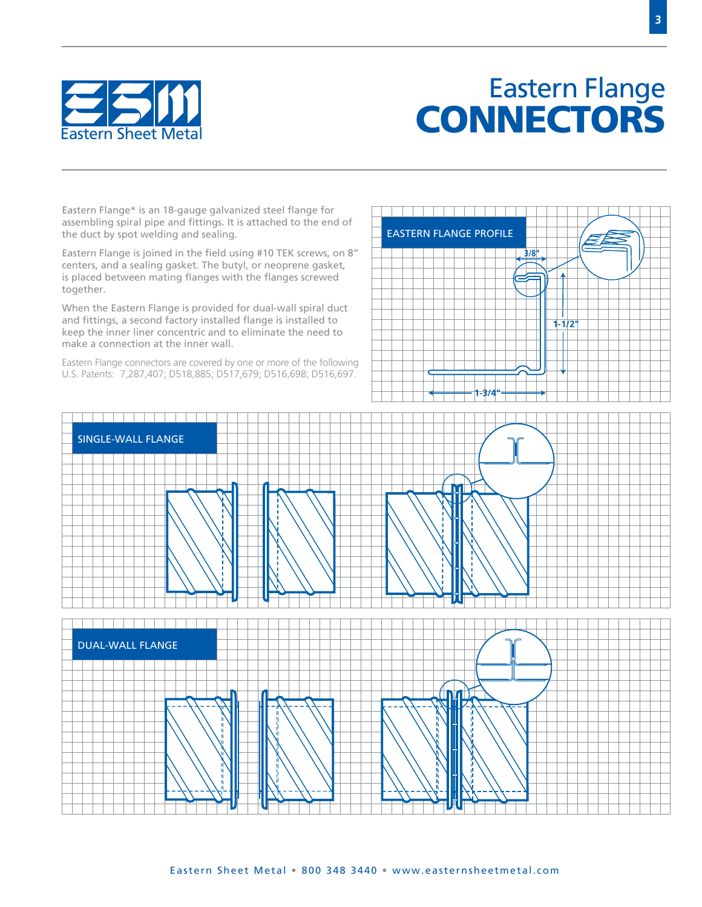# Eastern Flange CONNECTORS

Eastern Sheet Metal

Eastern Flange* is an 18-gauge galvanized steel flange for assembling spiral pipe and fittings. It is attached to the end of the duct by spot welding and sealing.

Eastern Flange is joined in the field using #10 TEK screws, on 8" centers, and a sealing gasket. The butyl, or neoprene gasket, is placed between mating flanges with the flanges screwed together.

When the Eastern Flange is provided for dual-wall spiral duct and fittings, a second factory installed flange is installed to keep the inner liner concentric and to eliminate the need to make a connection at the inner wall.

Eastern Flange connectors are covered by one or more of the following U.S. Patents: 7,287,407; D518,885; D517,679; D516,698; D516,697.

## EASTERN FLANGE PROFILE

3/8"

1-1/2"

1-3/4"

## SINGLE-WALL FLANGE

## DUAL-WALL FLANGE

Eastern Sheet Metal • 800 348 3440 • www.easternsheetmetal.com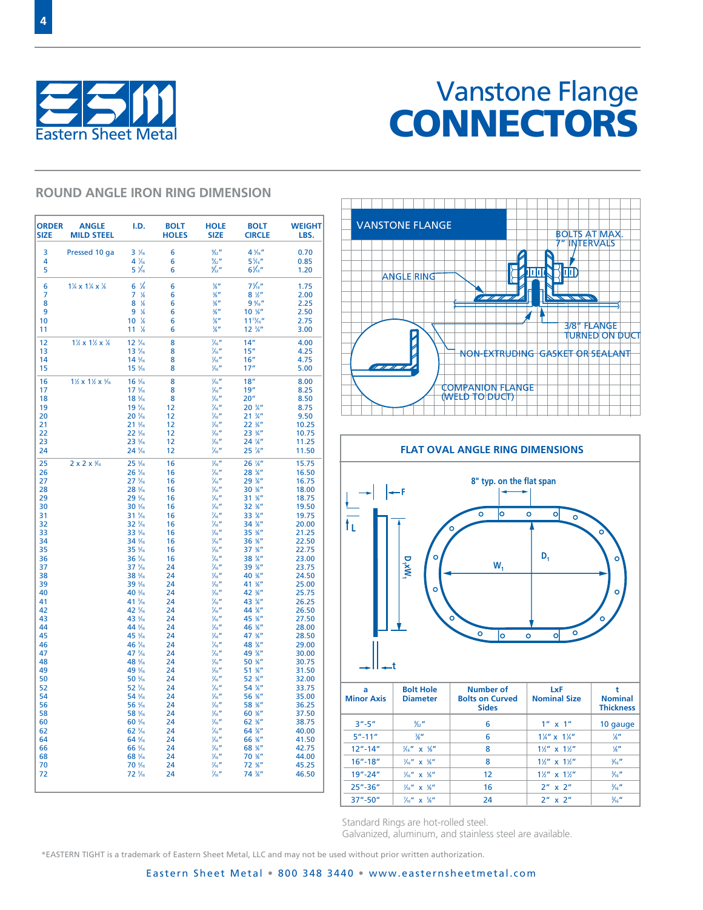# Vanstone Flange CONNECTORS

Eastern Sheet Metal

## ROUND ANGLE IRON RING DIMENSION

| ORDER SIZE | ANGLE MILD STEEL | I.D. | BOLT HOLES | HOLE SIZE | BOLT CIRCLE | WEIGHT LBS. |
|---|---|---|---|---|---|---|
| 3 | Pressed 10 ga | 3 1/16 | 6 | 9/32" | 4 5/16" | 0.70 |
| 4 | | 4 1/16 | 6 | 9/32" | 5 5/16" | 0.85 |
| 5 | | 5 1/16 | 6 | 9/32" | 6 7/16" | 1.20 |
| 6 | 1¼ x 1¼ x ⅛ | 6 ⅛ | 6 | ⅜" | 7 ¾" | 1.75 |
| 7 | | 7 ⅛ | 6 | ⅜" | 8 ½" | 2.00 |
| 8 | | 8 ⅛ | 6 | ⅜" | 9 9/16" | 2.25 |
| 9 | | 9 ⅛ | 6 | ⅜" | 10 ⅝" | 2.50 |
| 10 | | 10 ⅛ | 6 | ⅜" | 11 13/16" | 2.75 |
| 11 | | 11 ⅛ | 6 | ⅜" | 12 ¾" | 3.00 |
| 12 | 1½ x 1½ x ⅛ | 12 3/16 | 8 | 7/16" | 14" | 4.00 |
| 13 | | 13 3/16 | 8 | 7/16" | 15" | 4.25 |
| 14 | | 14 3/16 | 8 | 7/16" | 16" | 4.75 |
| 15 | | 15 3/16 | 8 | 7/16" | 17" | 5.00 |
| 16 | 1½ x 1½ x 3/16 | 16 3/16 | 8 | 7/16" | 18" | 8.00 |
| 17 | | 17 3/16 | 8 | 7/16" | 19" | 8.25 |
| 18 | | 18 3/16 | 8 | 7/16" | 20" | 8.50 |
| 19 | | 19 3/16 | 12 | 7/16" | 20 ¾" | 8.75 |
| 20 | | 20 3/16 | 12 | 7/16" | 21 ¾" | 9.50 |
| 21 | | 21 3/16 | 12 | 7/16" | 22 ¾" | 10.25 |
| 22 | | 22 3/16 | 12 | 7/16" | 23 ¾" | 10.75 |
| 23 | | 23 3/16 | 12 | 7/16" | 24 ⅞" | 11.25 |
| 24 | | 24 3/16 | 12 | 7/16" | 25 ⅞" | 11.50 |
| 25 | 2 x 2 x 3/16 | 25 3/16 | 16 | 7/16" | 26 ⅞" | 15.75 |
| 26 | | 26 3/16 | 16 | 7/16" | 28 ⅜" | 16.50 |
| 27 | | 27 3/16 | 16 | 7/16" | 29 ⅜" | 16.75 |
| 28 | | 28 3/16 | 16 | 7/16" | 30 ⅜" | 18.00 |
| 29 | | 29 3/16 | 16 | 7/16" | 31 ⅜" | 18.75 |
| 30 | | 30 3/16 | 16 | 7/16" | 32 ⅜" | 19.50 |
| 31 | | 31 3/16 | 16 | 7/16" | 33 ⅜" | 19.75 |
| 32 | | 32 3/16 | 16 | 7/16" | 34 ⅜" | 20.00 |
| 33 | | 33 3/16 | 16 | 7/16" | 35 ⅜" | 21.25 |
| 34 | | 34 3/16 | 16 | 7/16" | 36 ⅜" | 22.50 |
| 35 | | 35 3/16 | 16 | 7/16" | 37 ⅜" | 22.75 |
| 36 | | 36 3/16 | 16 | 7/16" | 38 ⅜" | 23.00 |
| 37 | | 37 3/16 | 24 | 7/16" | 39 ⅜" | 23.75 |
| 38 | | 38 3/16 | 24 | 7/16" | 40 ⅜" | 24.50 |
| 39 | | 39 3/16 | 24 | 7/16" | 41 ⅜" | 25.00 |
| 40 | | 40 3/16 | 24 | 7/16" | 42 ⅜" | 25.75 |
| 41 | | 41 3/16 | 24 | 7/16" | 43 ⅜" | 26.25 |
| 42 | | 42 3/16 | 24 | 7/16" | 44 ⅜" | 26.50 |
| 43 | | 43 3/16 | 24 | 7/16" | 45 ⅜" | 27.50 |
| 44 | | 44 3/16 | 24 | 7/16" | 46 ⅜" | 28.00 |
| 45 | | 45 3/16 | 24 | 7/16" | 47 ⅜" | 28.50 |
| 46 | | 46 3/16 | 24 | 7/16" | 48 ⅜" | 29.00 |
| 47 | | 47 3/16 | 24 | 7/16" | 49 ⅜" | 30.00 |
| 48 | | 48 3/16 | 24 | 7/16" | 50 ⅜" | 30.75 |
| 49 | | 49 3/16 | 24 | 7/16" | 51 ⅜" | 31.50 |
| 50 | | 50 3/16 | 24 | 7/16" | 52 ⅜" | 32.00 |
| 52 | | 52 3/16 | 24 | 7/16" | 54 ⅜" | 33.75 |
| 54 | | 54 3/16 | 24 | 7/16" | 56 ⅜" | 35.00 |
| 56 | | 56 3/16 | 24 | 7/16" | 58 ⅜" | 36.25 |
| 58 | | 58 3/16 | 24 | 7/16" | 60 ⅜" | 37.50 |
| 60 | | 60 3/16 | 24 | 7/16" | 62 ⅜" | 38.75 |
| 62 | | 62 3/16 | 24 | 7/16" | 64 ⅜" | 40.00 |
| 64 | | 64 3/16 | 24 | 7/16" | 66 ⅜" | 41.50 |
| 66 | | 66 3/16 | 24 | 7/16" | 68 ⅜" | 42.75 |
| 68 | | 68 3/16 | 24 | 7/16" | 70 ⅜" | 44.00 |
| 70 | | 70 3/16 | 24 | 7/16" | 72 ⅜" | 45.25 |
| 72 | | 72 3/16 | 24 | 7/16" | 74 ⅜" | 46.50 |

VANSTONE FLANGE

BOLTS AT MAX. 7" INTERVALS

ANGLE RING

3/8" FLANGE TURNED ON DUCT

NON-EXTRUDING GASKET OR SEALANT

COMPANION FLANGE (WELD TO DUCT)

## FLAT OVAL ANGLE RING DIMENSIONS

8" typ. on the flat span

F

L

D x W1

W1

D1

t

| a Minor Axis | Bolt Hole Diameter | Number of Bolts on Curved Sides | LxF Nominal Size | t Nominal Thickness |
|---|---|---|---|---|
| 3"-5" | 9/32" | 6 | 1" x 1" | 10 gauge |
| 5"-11" | ⅜" | 6 | 1¼" x 1¼" | ⅛" |
| 12"-14" | 7/16" x ⅝" | 8 | 1½" x 1½" | ⅛" |
| 16"-18" | 7/16" x ⅝" | 8 | 1½" x 1½" | 3/16" |
| 19"-24" | 7/16" x ⅝" | 12 | 1½" x 1½" | 3/16" |
| 25"-36" | 7/16" x ⅝" | 16 | 2" x 2" | 3/16" |
| 37"-50" | 7/16" x ⅝" | 24 | 2" x 2" | 3/16" |

Standard Rings are hot-rolled steel.
Galvanized, aluminum, and stainless steel are available.

*EASTERN TIGHT is a trademark of Eastern Sheet Metal, LLC and may not be used without prior written authorization.

Eastern Sheet Metal • 800 348 3440 • www.easternsheetmetal.com